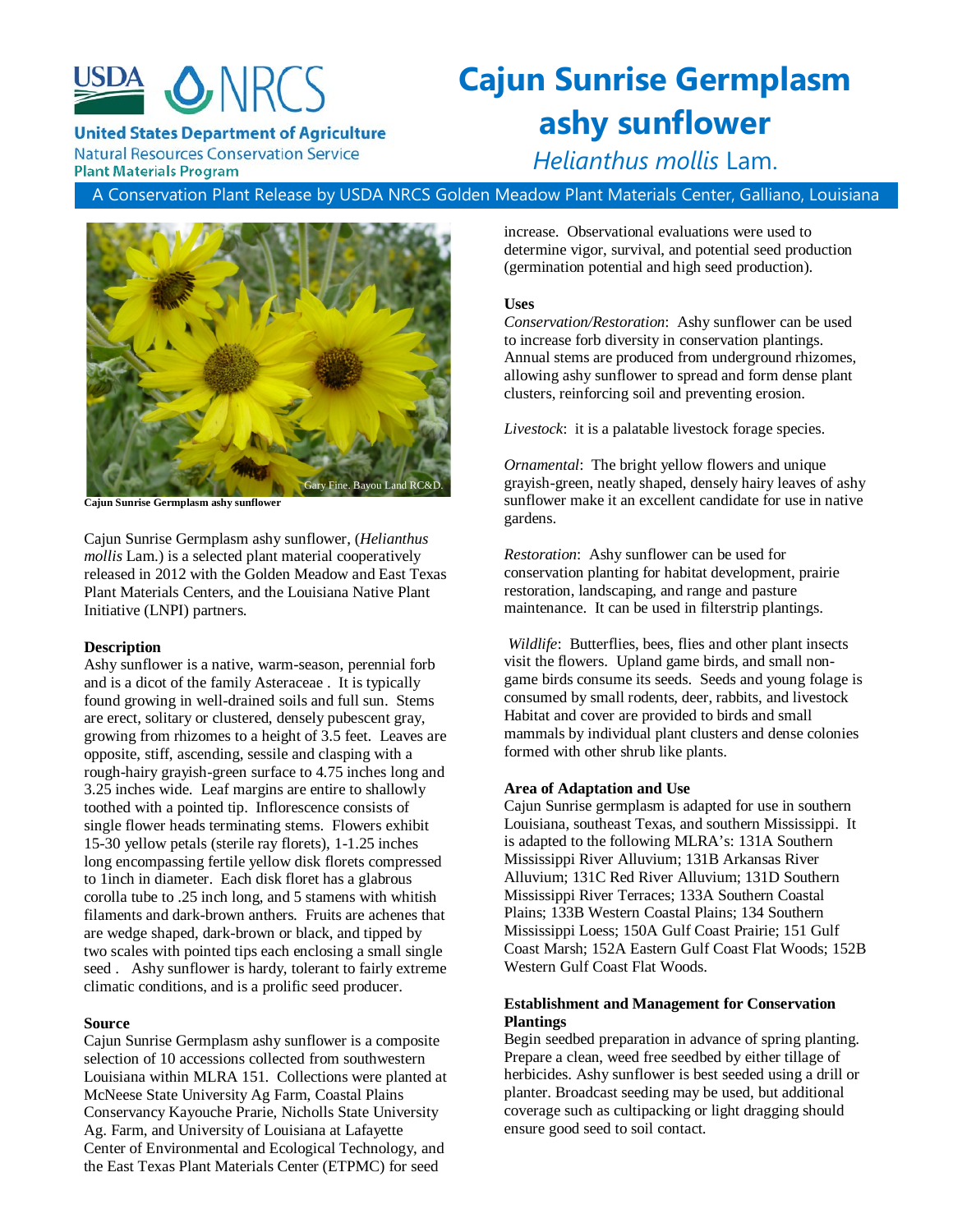USDA NRCS

**United States Department of Agriculture**
Natural Resources Conservation Service
**Plant Materials Program**

# Cajun Sunrise Germplasm ashy sunflower

## *Helianthus mollis* Lam.

A Conservation Plant Release by USDA NRCS Golden Meadow Plant Materials Center, Galliano, Louisiana

Gary Fine. Bayou Land RC&D.

**Cajun Sunrise Germplasm ashy sunflower**

Cajun Sunrise Germplasm ashy sunflower, (*Helianthus mollis* Lam.) is a selected plant material cooperatively released in 2012 with the Golden Meadow and East Texas Plant Materials Centers, and the Louisiana Native Plant Initiative (LNPI) partners.

### Description

Ashy sunflower is a native, warm-season, perennial forb and is a dicot of the family Asteraceae . It is typically found growing in well-drained soils and full sun. Stems are erect, solitary or clustered, densely pubescent gray, growing from rhizomes to a height of 3.5 feet. Leaves are opposite, stiff, ascending, sessile and clasping with a rough-hairy grayish-green surface to 4.75 inches long and 3.25 inches wide. Leaf margins are entire to shallowly toothed with a pointed tip. Inflorescence consists of single flower heads terminating stems. Flowers exhibit 15-30 yellow petals (sterile ray florets), 1-1.25 inches long encompassing fertile yellow disk florets compressed to 1inch in diameter. Each disk floret has a glabrous corolla tube to .25 inch long, and 5 stamens with whitish filaments and dark-brown anthers. Fruits are achenes that are wedge shaped, dark-brown or black, and tipped by two scales with pointed tips each enclosing a small single seed . Ashy sunflower is hardy, tolerant to fairly extreme climatic conditions, and is a prolific seed producer.

### Source

Cajun Sunrise Germplasm ashy sunflower is a composite selection of 10 accessions collected from southwestern Louisiana within MLRA 151. Collections were planted at McNeese State University Ag Farm, Coastal Plains Conservancy Kayouche Prarie, Nicholls State University Ag. Farm, and University of Louisiana at Lafayette Center of Environmental and Ecological Technology, and the East Texas Plant Materials Center (ETPMC) for seed increase. Observational evaluations were used to determine vigor, survival, and potential seed production (germination potential and high seed production).

### Uses

*Conservation/Restoration*: Ashy sunflower can be used to increase forb diversity in conservation plantings. Annual stems are produced from underground rhizomes, allowing ashy sunflower to spread and form dense plant clusters, reinforcing soil and preventing erosion.

*Livestock*: it is a palatable livestock forage species.

*Ornamental*: The bright yellow flowers and unique grayish-green, neatly shaped, densely hairy leaves of ashy sunflower make it an excellent candidate for use in native gardens.

*Restoration*: Ashy sunflower can be used for conservation planting for habitat development, prairie restoration, landscaping, and range and pasture maintenance. It can be used in filterstrip plantings.

*Wildlife*: Butterflies, bees, flies and other plant insects visit the flowers. Upland game birds, and small non-game birds consume its seeds. Seeds and young folage is consumed by small rodents, deer, rabbits, and livestock Habitat and cover are provided to birds and small mammals by individual plant clusters and dense colonies formed with other shrub like plants.

### Area of Adaptation and Use

Cajun Sunrise germplasm is adapted for use in southern Louisiana, southeast Texas, and southern Mississippi. It is adapted to the following MLRA's: 131A Southern Mississippi River Alluvium; 131B Arkansas River Alluvium; 131C Red River Alluvium; 131D Southern Mississippi River Terraces; 133A Southern Coastal Plains; 133B Western Coastal Plains; 134 Southern Mississippi Loess; 150A Gulf Coast Prairie; 151 Gulf Coast Marsh; 152A Eastern Gulf Coast Flat Woods; 152B Western Gulf Coast Flat Woods.

### Establishment and Management for Conservation Plantings

Begin seedbed preparation in advance of spring planting. Prepare a clean, weed free seedbed by either tillage of herbicides. Ashy sunflower is best seeded using a drill or planter. Broadcast seeding may be used, but additional coverage such as cultipacking or light dragging should ensure good seed to soil contact.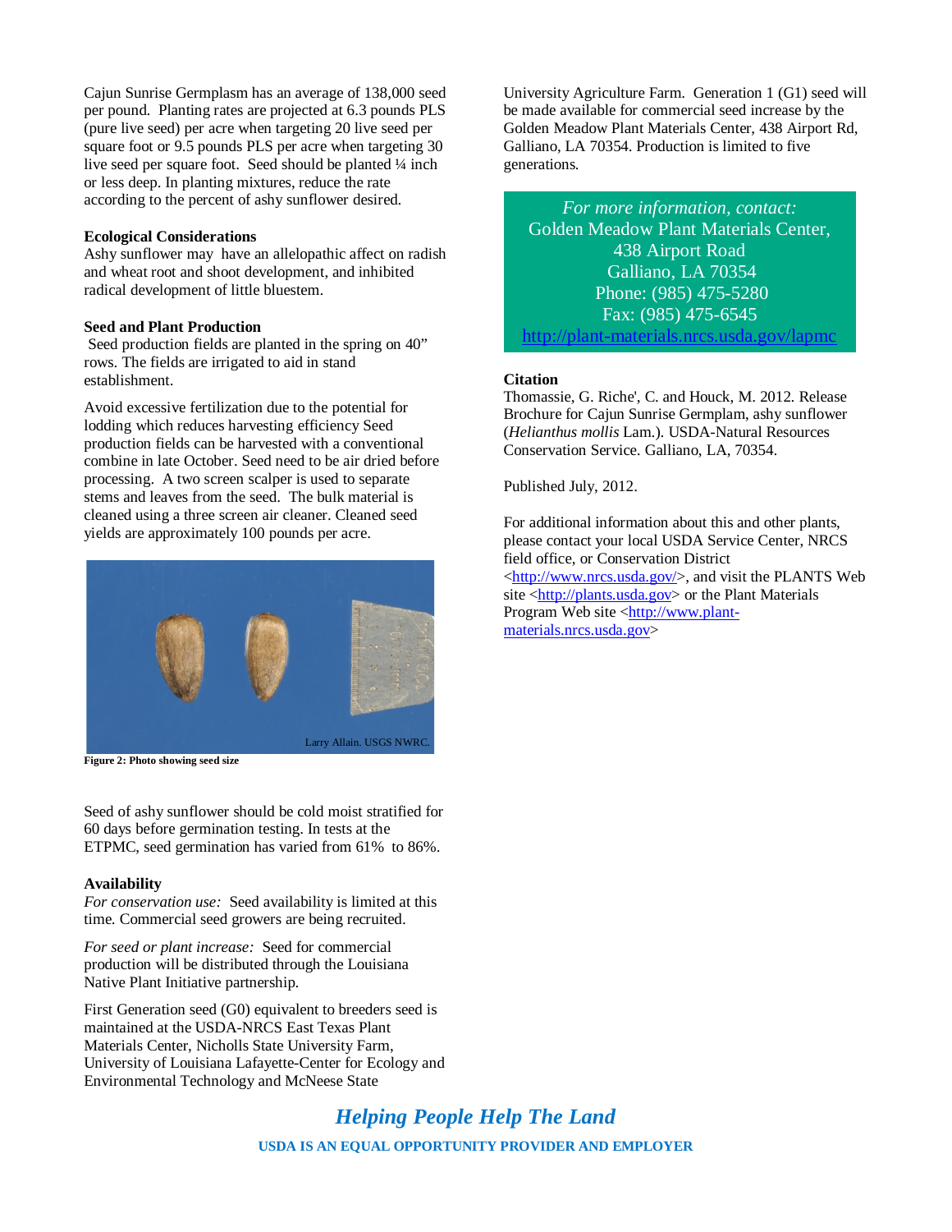Cajun Sunrise Germplasm has an average of 138,000 seed per pound. Planting rates are projected at 6.3 pounds PLS (pure live seed) per acre when targeting 20 live seed per square foot or 9.5 pounds PLS per acre when targeting 30 live seed per square foot. Seed should be planted ¼ inch or less deep. In planting mixtures, reduce the rate according to the percent of ashy sunflower desired.

**Ecological Considerations**

Ashy sunflower may have an allelopathic affect on radish and wheat root and shoot development, and inhibited radical development of little bluestem.

**Seed and Plant Production**

Seed production fields are planted in the spring on 40" rows. The fields are irrigated to aid in stand establishment.

Avoid excessive fertilization due to the potential for lodding which reduces harvesting efficiency Seed production fields can be harvested with a conventional combine in late October. Seed need to be air dried before processing. A two screen scalper is used to separate stems and leaves from the seed. The bulk material is cleaned using a three screen air cleaner. Cleaned seed yields are approximately 100 pounds per acre.

Larry Allain. USGS NWRC.

**Figure 2: Photo showing seed size**

Seed of ashy sunflower should be cold moist stratified for 60 days before germination testing. In tests at the ETPMC, seed germination has varied from 61% to 86%.

**Availability**

*For conservation use:* Seed availability is limited at this time. Commercial seed growers are being recruited.

*For seed or plant increase:* Seed for commercial production will be distributed through the Louisiana Native Plant Initiative partnership.

First Generation seed (G0) equivalent to breeders seed is maintained at the USDA-NRCS East Texas Plant Materials Center, Nicholls State University Farm, University of Louisiana Lafayette-Center for Ecology and Environmental Technology and McNeese State University Agriculture Farm. Generation 1 (G1) seed will be made available for commercial seed increase by the Golden Meadow Plant Materials Center, 438 Airport Rd, Galliano, LA 70354. Production is limited to five generations.

*For more information, contact:*
Golden Meadow Plant Materials Center,
438 Airport Road
Galliano, LA 70354
Phone: (985) 475-5280
Fax: (985) 475-6545
http://plant-materials.nrcs.usda.gov/lapmc

**Citation**

Thomassie, G. Riche', C. and Houck, M. 2012. Release Brochure for Cajun Sunrise Germplam, ashy sunflower (*Helianthus mollis* Lam.). USDA-Natural Resources Conservation Service. Galliano, LA, 70354.

Published July, 2012.

For additional information about this and other plants, please contact your local USDA Service Center, NRCS field office, or Conservation District <http://www.nrcs.usda.gov/>, and visit the PLANTS Web site <http://plants.usda.gov> or the Plant Materials Program Web site <http://www.plant-materials.nrcs.usda.gov>

*Helping People Help The Land*

**USDA IS AN EQUAL OPPORTUNITY PROVIDER AND EMPLOYER**